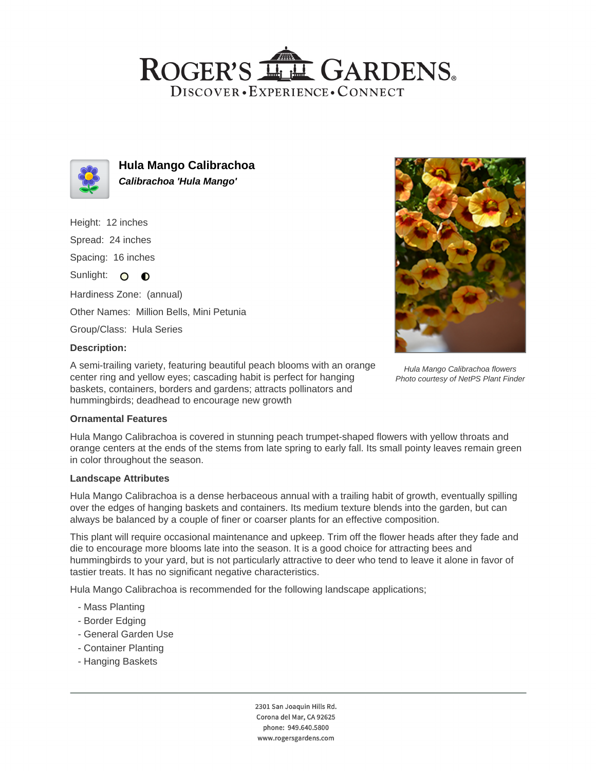# ROGER'S GARDENS

DISCOVER • EXPERIENCE • CONNECT

## Hula Mango Calibrachoa

***Calibrachoa 'Hula Mango'***

Height: 12 inches

Spread: 24 inches

Spacing: 16 inches

Sunlight: ○ ◐

Hardiness Zone: (annual)

Other Names: Million Bells, Mini Petunia

Group/Class: Hula Series

**Description:**

A semi-trailing variety, featuring beautiful peach blooms with an orange center ring and yellow eyes; cascading habit is perfect for hanging baskets, containers, borders and gardens; attracts pollinators and hummingbirds; deadhead to encourage new growth

*Hula Mango Calibrachoa flowers*
*Photo courtesy of NetPS Plant Finder*

### Ornamental Features

Hula Mango Calibrachoa is covered in stunning peach trumpet-shaped flowers with yellow throats and orange centers at the ends of the stems from late spring to early fall. Its small pointy leaves remain green in color throughout the season.

### Landscape Attributes

Hula Mango Calibrachoa is a dense herbaceous annual with a trailing habit of growth, eventually spilling over the edges of hanging baskets and containers. Its medium texture blends into the garden, but can always be balanced by a couple of finer or coarser plants for an effective composition.

This plant will require occasional maintenance and upkeep. Trim off the flower heads after they fade and die to encourage more blooms late into the season. It is a good choice for attracting bees and hummingbirds to your yard, but is not particularly attractive to deer who tend to leave it alone in favor of tastier treats. It has no significant negative characteristics.

Hula Mango Calibrachoa is recommended for the following landscape applications;

- Mass Planting
- Border Edging
- General Garden Use
- Container Planting
- Hanging Baskets

2301 San Joaquin Hills Rd.
Corona del Mar, CA 92625
phone: 949.640.5800
www.rogersgardens.com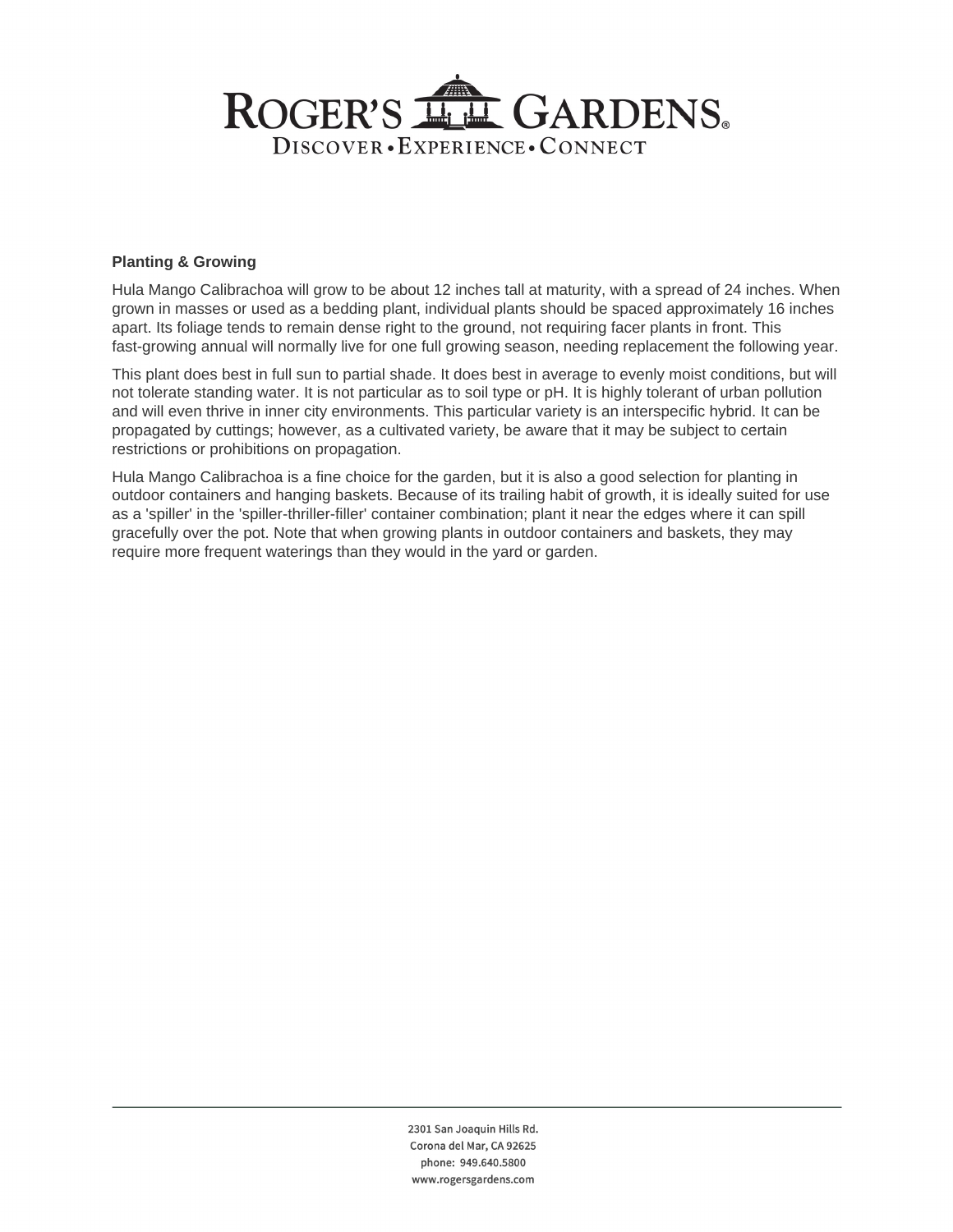### Planting & Growing

Hula Mango Calibrachoa will grow to be about 12 inches tall at maturity, with a spread of 24 inches. When grown in masses or used as a bedding plant, individual plants should be spaced approximately 16 inches apart. Its foliage tends to remain dense right to the ground, not requiring facer plants in front. This fast-growing annual will normally live for one full growing season, needing replacement the following year.

This plant does best in full sun to partial shade. It does best in average to evenly moist conditions, but will not tolerate standing water. It is not particular as to soil type or pH. It is highly tolerant of urban pollution and will even thrive in inner city environments. This particular variety is an interspecific hybrid. It can be propagated by cuttings; however, as a cultivated variety, be aware that it may be subject to certain restrictions or prohibitions on propagation.

Hula Mango Calibrachoa is a fine choice for the garden, but it is also a good selection for planting in outdoor containers and hanging baskets. Because of its trailing habit of growth, it is ideally suited for use as a 'spiller' in the 'spiller-thriller-filler' container combination; plant it near the edges where it can spill gracefully over the pot. Note that when growing plants in outdoor containers and baskets, they may require more frequent waterings than they would in the yard or garden.